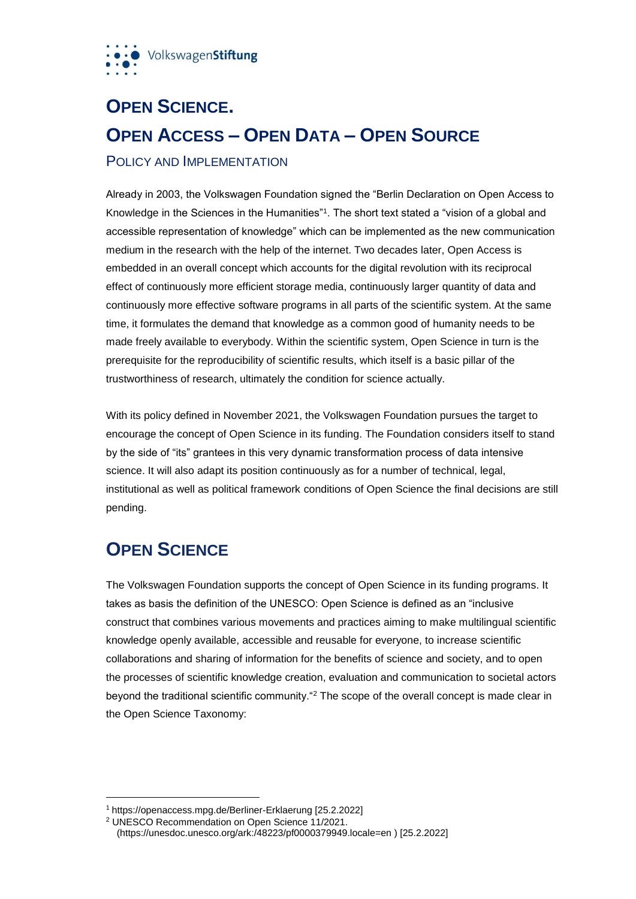VolkswagenStiftung

# OPEN SCIENCE.

# OPEN ACCESS – OPEN DATA – OPEN SOURCE

## POLICY AND IMPLEMENTATION

Already in 2003, the Volkswagen Foundation signed the "Berlin Declaration on Open Access to Knowledge in the Sciences in the Humanities"[1]. The short text stated a "vision of a global and accessible representation of knowledge" which can be implemented as the new communication medium in the research with the help of the internet. Two decades later, Open Access is embedded in an overall concept which accounts for the digital revolution with its reciprocal effect of continuously more efficient storage media, continuously larger quantity of data and continuously more effective software programs in all parts of the scientific system. At the same time, it formulates the demand that knowledge as a common good of humanity needs to be made freely available to everybody. Within the scientific system, Open Science in turn is the prerequisite for the reproducibility of scientific results, which itself is a basic pillar of the trustworthiness of research, ultimately the condition for science actually.

With its policy defined in November 2021, the Volkswagen Foundation pursues the target to encourage the concept of Open Science in its funding. The Foundation considers itself to stand by the side of "its" grantees in this very dynamic transformation process of data intensive science. It will also adapt its position continuously as for a number of technical, legal, institutional as well as political framework conditions of Open Science the final decisions are still pending.

# OPEN SCIENCE

The Volkswagen Foundation supports the concept of Open Science in its funding programs. It takes as basis the definition of the UNESCO: Open Science is defined as an "inclusive construct that combines various movements and practices aiming to make multilingual scientific knowledge openly available, accessible and reusable for everyone, to increase scientific collaborations and sharing of information for the benefits of science and society, and to open the processes of scientific knowledge creation, evaluation and communication to societal actors beyond the traditional scientific community."[2] The scope of the overall concept is made clear in the Open Science Taxonomy:

---

[1] https://openaccess.mpg.de/Berliner-Erklaerung [25.2.2022]

[2] UNESCO Recommendation on Open Science 11/2021. (https://unesdoc.unesco.org/ark:/48223/pf0000379949.locale=en ) [25.2.2022]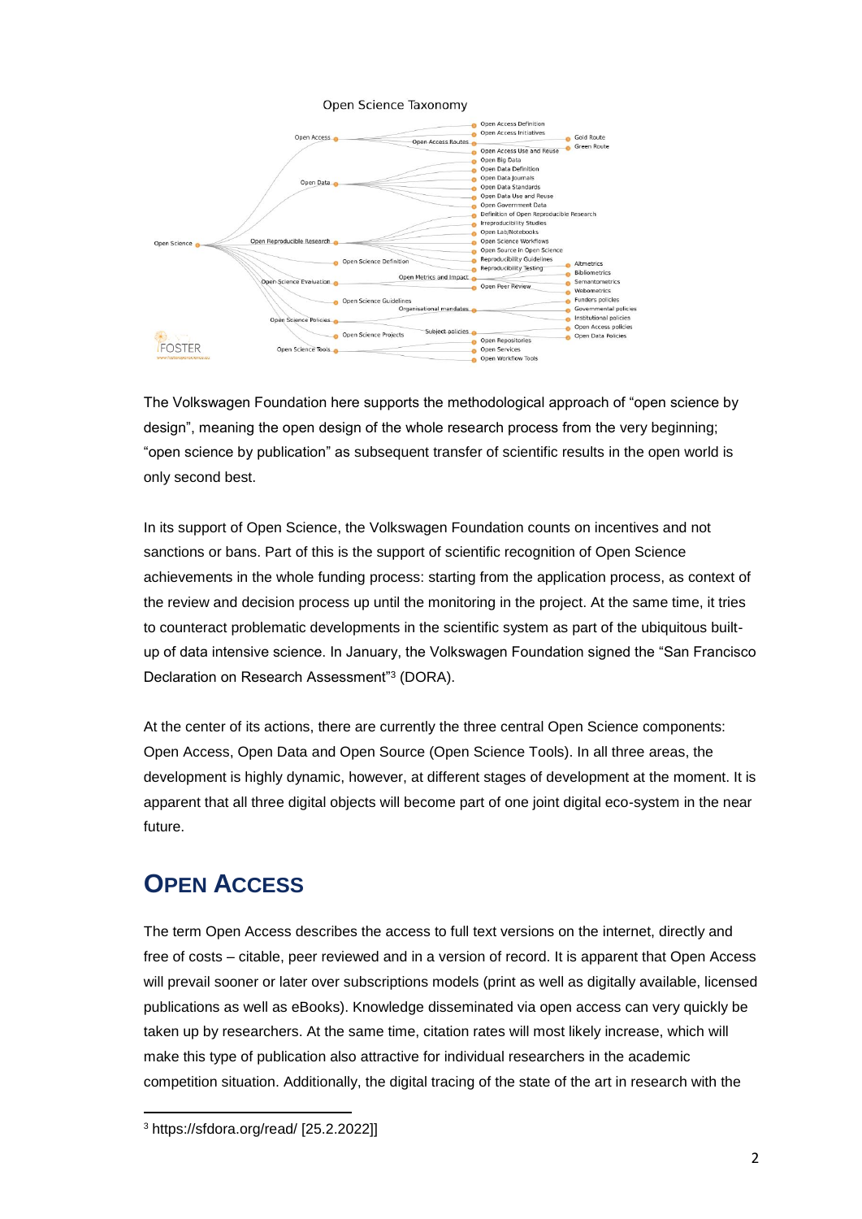The Volkswagen Foundation here supports the methodological approach of "open science by design", meaning the open design of the whole research process from the very beginning; "open science by publication" as subsequent transfer of scientific results in the open world is only second best.

In its support of Open Science, the Volkswagen Foundation counts on incentives and not sanctions or bans. Part of this is the support of scientific recognition of Open Science achievements in the whole funding process: starting from the application process, as context of the review and decision process up until the monitoring in the project. At the same time, it tries to counteract problematic developments in the scientific system as part of the ubiquitous built-up of data intensive science. In January, the Volkswagen Foundation signed the "San Francisco Declaration on Research Assessment"[3] (DORA).

At the center of its actions, there are currently the three central Open Science components: Open Access, Open Data and Open Source (Open Science Tools). In all three areas, the development is highly dynamic, however, at different stages of development at the moment. It is apparent that all three digital objects will become part of one joint digital eco-system in the near future.

# Open Access

The term Open Access describes the access to full text versions on the internet, directly and free of costs – citable, peer reviewed and in a version of record. It is apparent that Open Access will prevail sooner or later over subscriptions models (print as well as digitally available, licensed publications as well as eBooks). Knowledge disseminated via open access can very quickly be taken up by researchers. At the same time, citation rates will most likely increase, which will make this type of publication also attractive for individual researchers in the academic competition situation. Additionally, the digital tracing of the state of the art in research with the

[3] https://sfdora.org/read/ [25.2.2022]]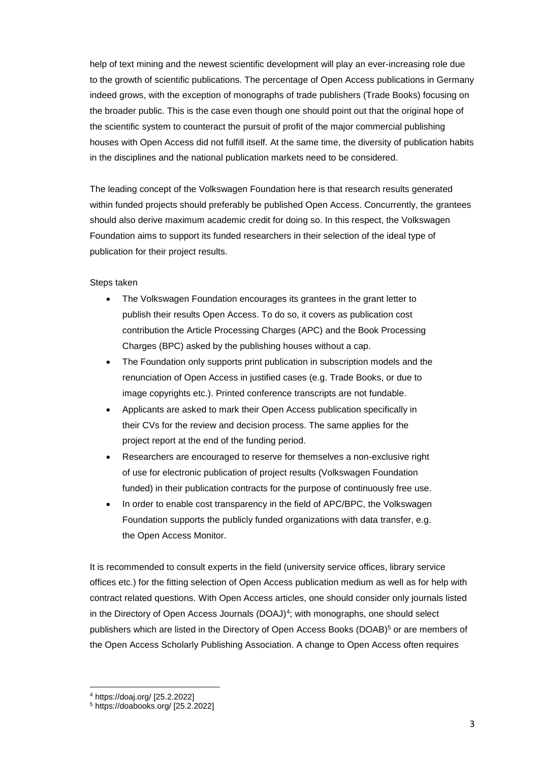help of text mining and the newest scientific development will play an ever-increasing role due to the growth of scientific publications. The percentage of Open Access publications in Germany indeed grows, with the exception of monographs of trade publishers (Trade Books) focusing on the broader public. This is the case even though one should point out that the original hope of the scientific system to counteract the pursuit of profit of the major commercial publishing houses with Open Access did not fulfill itself. At the same time, the diversity of publication habits in the disciplines and the national publication markets need to be considered.

The leading concept of the Volkswagen Foundation here is that research results generated within funded projects should preferably be published Open Access. Concurrently, the grantees should also derive maximum academic credit for doing so. In this respect, the Volkswagen Foundation aims to support its funded researchers in their selection of the ideal type of publication for their project results.

Steps taken

- The Volkswagen Foundation encourages its grantees in the grant letter to publish their results Open Access. To do so, it covers as publication cost contribution the Article Processing Charges (APC) and the Book Processing Charges (BPC) asked by the publishing houses without a cap.
- The Foundation only supports print publication in subscription models and the renunciation of Open Access in justified cases (e.g. Trade Books, or due to image copyrights etc.). Printed conference transcripts are not fundable.
- Applicants are asked to mark their Open Access publication specifically in their CVs for the review and decision process. The same applies for the project report at the end of the funding period.
- Researchers are encouraged to reserve for themselves a non-exclusive right of use for electronic publication of project results (Volkswagen Foundation funded) in their publication contracts for the purpose of continuously free use.
- In order to enable cost transparency in the field of APC/BPC, the Volkswagen Foundation supports the publicly funded organizations with data transfer, e.g. the Open Access Monitor.

It is recommended to consult experts in the field (university service offices, library service offices etc.) for the fitting selection of Open Access publication medium as well as for help with contract related questions. With Open Access articles, one should consider only journals listed in the Directory of Open Access Journals (DOAJ)[4]; with monographs, one should select publishers which are listed in the Directory of Open Access Books (DOAB)[5] or are members of the Open Access Scholarly Publishing Association. A change to Open Access often requires

[4] https://doaj.org/ [25.2.2022]

[5] https://doabooks.org/ [25.2.2022]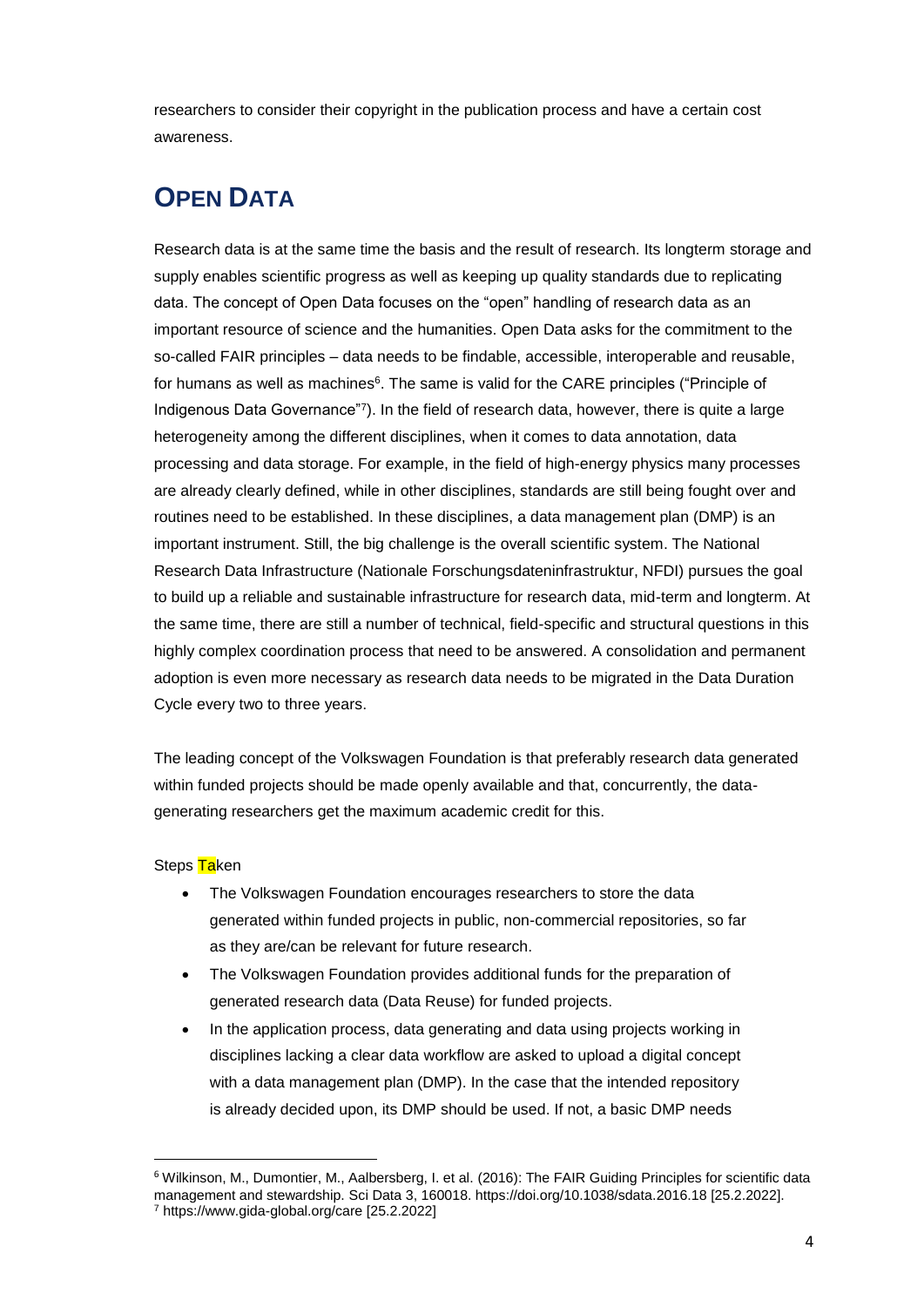researchers to consider their copyright in the publication process and have a certain cost awareness.

## OPEN DATA

Research data is at the same time the basis and the result of research. Its longterm storage and supply enables scientific progress as well as keeping up quality standards due to replicating data. The concept of Open Data focuses on the "open" handling of research data as an important resource of science and the humanities. Open Data asks for the commitment to the so-called FAIR principles – data needs to be findable, accessible, interoperable and reusable, for humans as well as machines[6]. The same is valid for the CARE principles ("Principle of Indigenous Data Governance"[7]). In the field of research data, however, there is quite a large heterogeneity among the different disciplines, when it comes to data annotation, data processing and data storage. For example, in the field of high-energy physics many processes are already clearly defined, while in other disciplines, standards are still being fought over and routines need to be established. In these disciplines, a data management plan (DMP) is an important instrument. Still, the big challenge is the overall scientific system. The National Research Data Infrastructure (Nationale Forschungsdateninfrastruktur, NFDI) pursues the goal to build up a reliable and sustainable infrastructure for research data, mid-term and longterm. At the same time, there are still a number of technical, field-specific and structural questions in this highly complex coordination process that need to be answered. A consolidation and permanent adoption is even more necessary as research data needs to be migrated in the Data Duration Cycle every two to three years.

The leading concept of the Volkswagen Foundation is that preferably research data generated within funded projects should be made openly available and that, concurrently, the data-generating researchers get the maximum academic credit for this.

Steps Taken

- The Volkswagen Foundation encourages researchers to store the data generated within funded projects in public, non-commercial repositories, so far as they are/can be relevant for future research.
- The Volkswagen Foundation provides additional funds for the preparation of generated research data (Data Reuse) for funded projects.
- In the application process, data generating and data using projects working in disciplines lacking a clear data workflow are asked to upload a digital concept with a data management plan (DMP). In the case that the intended repository is already decided upon, its DMP should be used. If not, a basic DMP needs

[6] Wilkinson, M., Dumontier, M., Aalbersberg, I. et al. (2016): The FAIR Guiding Principles for scientific data management and stewardship. Sci Data 3, 160018. https://doi.org/10.1038/sdata.2016.18 [25.2.2022].

[7] https://www.gida-global.org/care [25.2.2022]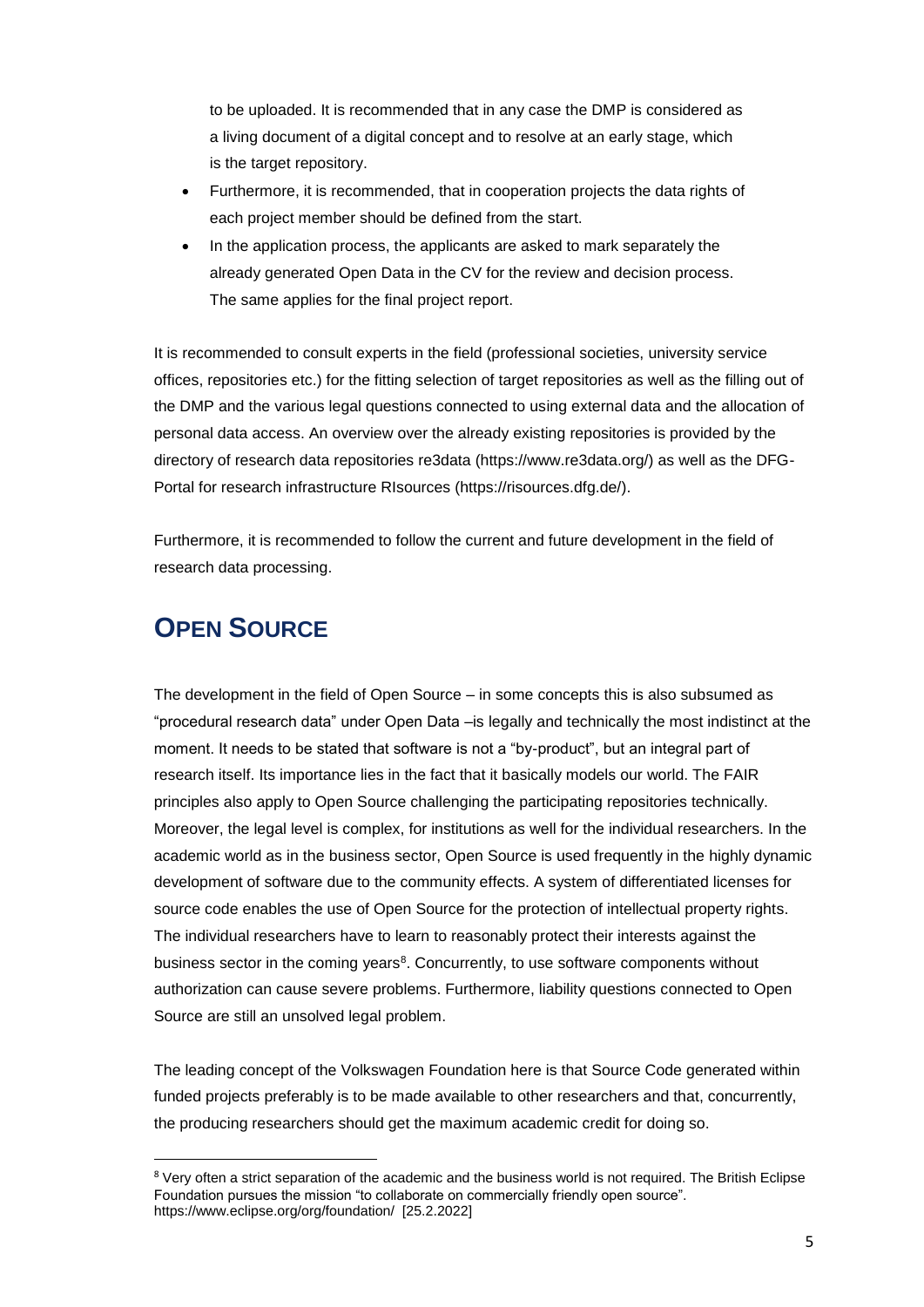to be uploaded. It is recommended that in any case the DMP is considered as a living document of a digital concept and to resolve at an early stage, which is the target repository.

- Furthermore, it is recommended, that in cooperation projects the data rights of each project member should be defined from the start.
- In the application process, the applicants are asked to mark separately the already generated Open Data in the CV for the review and decision process. The same applies for the final project report.

It is recommended to consult experts in the field (professional societies, university service offices, repositories etc.) for the fitting selection of target repositories as well as the filling out of the DMP and the various legal questions connected to using external data and the allocation of personal data access. An overview over the already existing repositories is provided by the directory of research data repositories re3data (https://www.re3data.org/) as well as the DFG-Portal for research infrastructure RIsources (https://risources.dfg.de/).

Furthermore, it is recommended to follow the current and future development in the field of research data processing.

## Open Source

The development in the field of Open Source – in some concepts this is also subsumed as "procedural research data" under Open Data –is legally and technically the most indistinct at the moment. It needs to be stated that software is not a "by-product", but an integral part of research itself. Its importance lies in the fact that it basically models our world. The FAIR principles also apply to Open Source challenging the participating repositories technically. Moreover, the legal level is complex, for institutions as well for the individual researchers. In the academic world as in the business sector, Open Source is used frequently in the highly dynamic development of software due to the community effects. A system of differentiated licenses for source code enables the use of Open Source for the protection of intellectual property rights. The individual researchers have to learn to reasonably protect their interests against the business sector in the coming years[8]. Concurrently, to use software components without authorization can cause severe problems. Furthermore, liability questions connected to Open Source are still an unsolved legal problem.

The leading concept of the Volkswagen Foundation here is that Source Code generated within funded projects preferably is to be made available to other researchers and that, concurrently, the producing researchers should get the maximum academic credit for doing so.

[8] Very often a strict separation of the academic and the business world is not required. The British Eclipse Foundation pursues the mission "to collaborate on commercially friendly open source". https://www.eclipse.org/org/foundation/ [25.2.2022]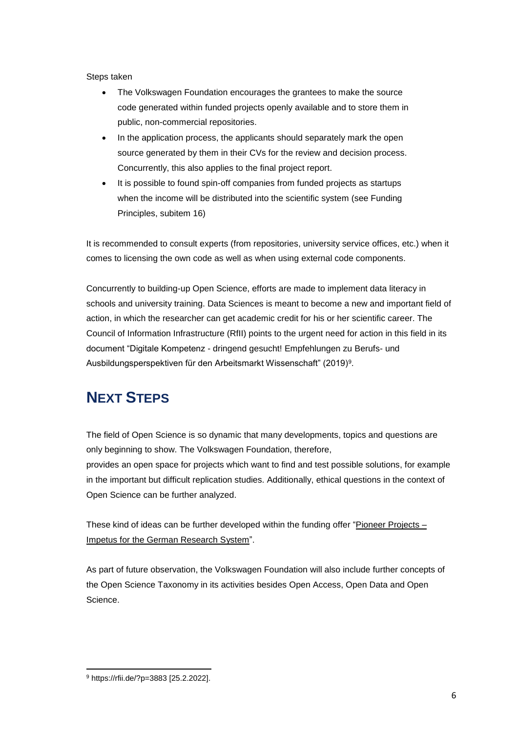Steps taken

- The Volkswagen Foundation encourages the grantees to make the source code generated within funded projects openly available and to store them in public, non-commercial repositories.
- In the application process, the applicants should separately mark the open source generated by them in their CVs for the review and decision process. Concurrently, this also applies to the final project report.
- It is possible to found spin-off companies from funded projects as startups when the income will be distributed into the scientific system (see Funding Principles, subitem 16)

It is recommended to consult experts (from repositories, university service offices, etc.) when it comes to licensing the own code as well as when using external code components.

Concurrently to building-up Open Science, efforts are made to implement data literacy in schools and university training. Data Sciences is meant to become a new and important field of action, in which the researcher can get academic credit for his or her scientific career. The Council of Information Infrastructure (RfII) points to the urgent need for action in this field in its document "Digitale Kompetenz - dringend gesucht! Empfehlungen zu Berufs- und Ausbildungsperspektiven für den Arbeitsmarkt Wissenschaft" (2019)[9].

## NEXT STEPS

The field of Open Science is so dynamic that many developments, topics and questions are only beginning to show. The Volkswagen Foundation, therefore,
provides an open space for projects which want to find and test possible solutions, for example in the important but difficult replication studies. Additionally, ethical questions in the context of Open Science can be further analyzed.

These kind of ideas can be further developed within the funding offer "Pioneer Projects – Impetus for the German Research System".

As part of future observation, the Volkswagen Foundation will also include further concepts of the Open Science Taxonomy in its activities besides Open Access, Open Data and Open Science.

[9] https://rfii.de/?p=3883 [25.2.2022].